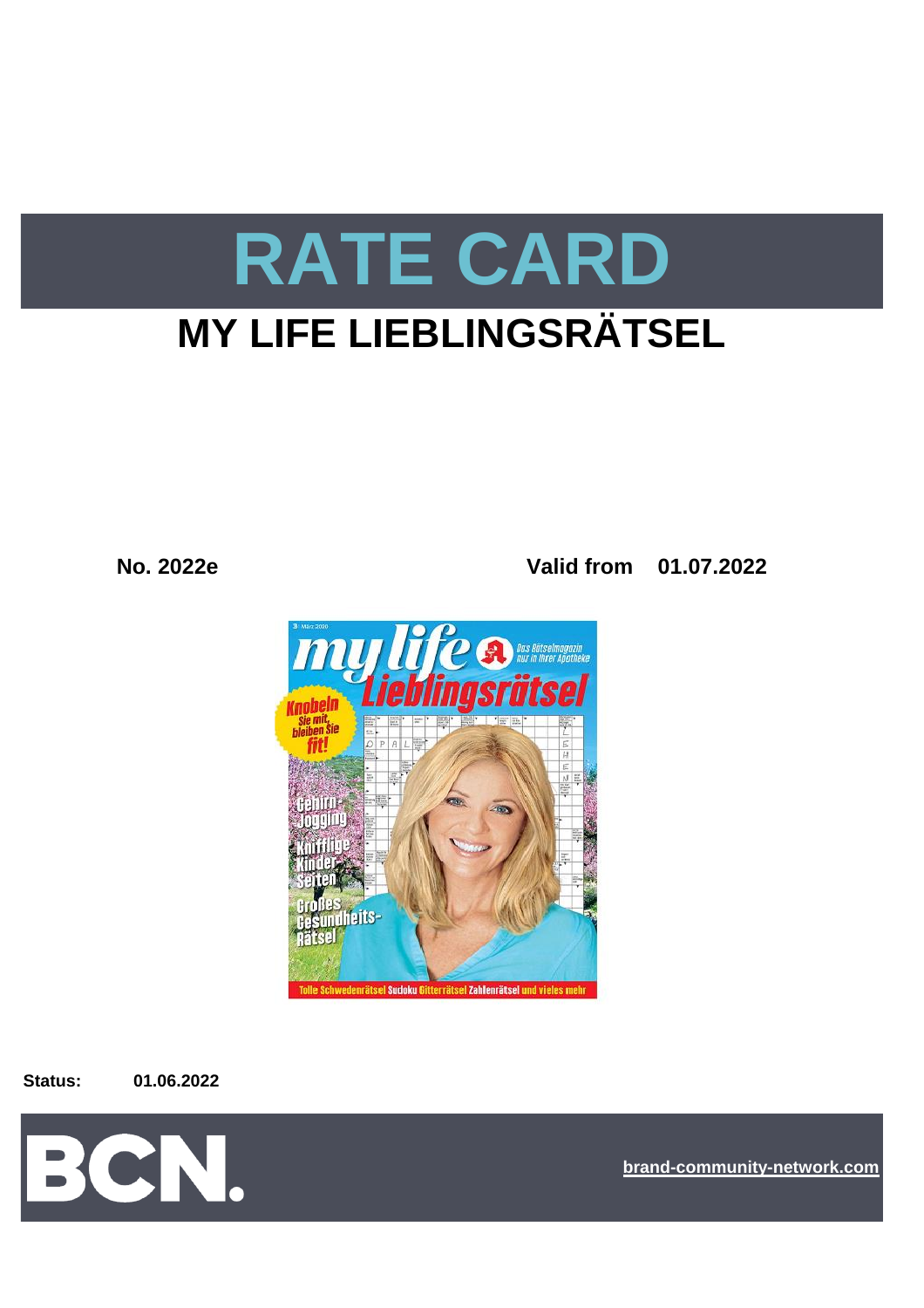# RATE CARD

## MY LIFE LIEBLINGSRÄTSEL

**No. 2022e** **Valid from 01.07.2022**

**Status:** **01.06.2022**

**brand-community-network.com**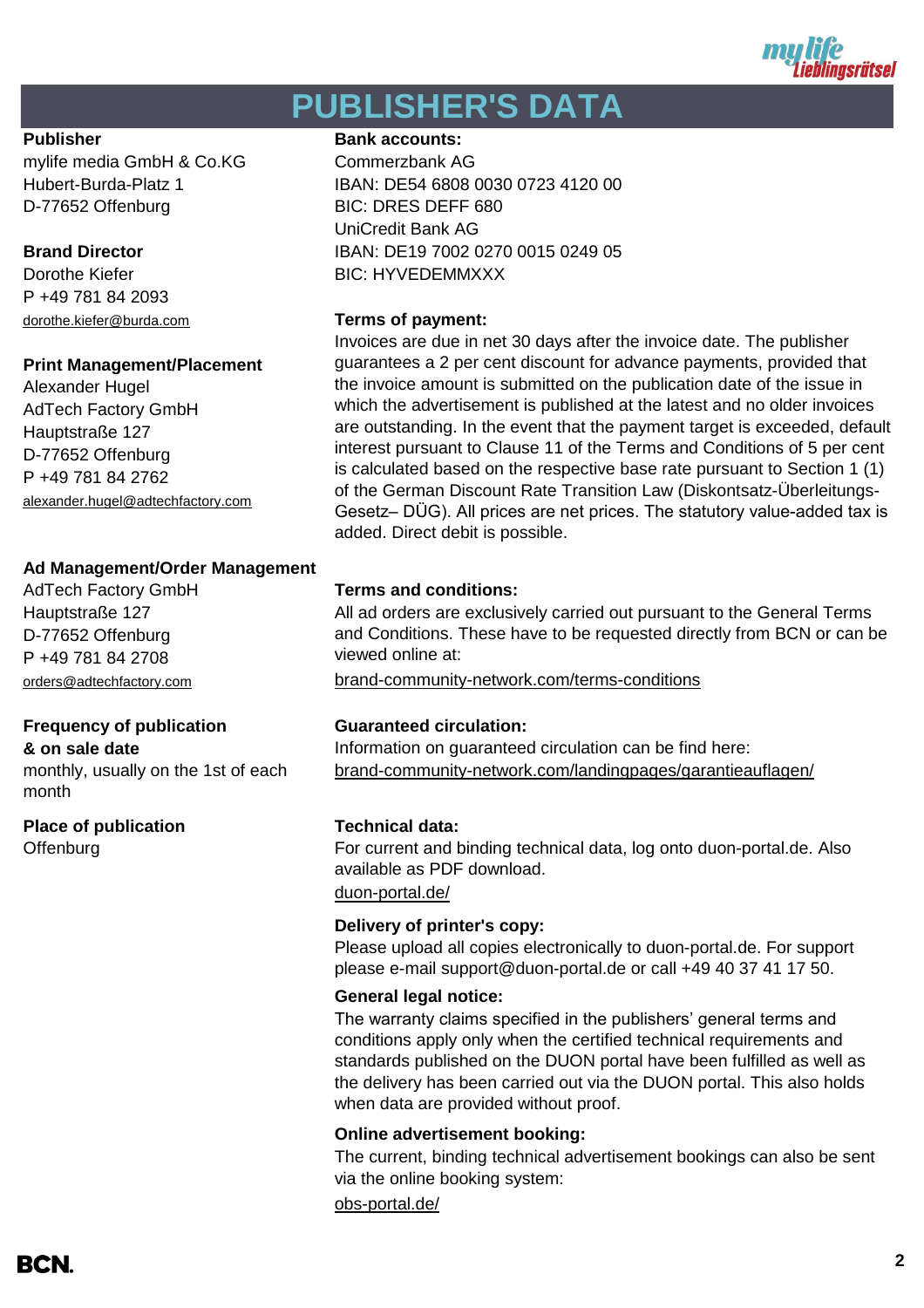# PUBLISHER'S DATA

**Publisher**
mylife media GmbH & Co.KG
Hubert-Burda-Platz 1
D-77652 Offenburg

**Brand Director**
Dorothe Kiefer
P +49 781 84 2093
dorothe.kiefer@burda.com

**Print Management/Placement**
Alexander Hugel
AdTech Factory GmbH
Hauptstraße 127
D-77652 Offenburg
P +49 781 84 2762
alexander.hugel@adtechfactory.com

**Ad Management/Order Management**
AdTech Factory GmbH
Hauptstraße 127
D-77652 Offenburg
P +49 781 84 2708
orders@adtechfactory.com

**Frequency of publication & on sale date**
monthly, usually on the 1st of each month

**Place of publication**
Offenburg

**Bank accounts:**
Commerzbank AG
IBAN: DE54 6808 0030 0723 4120 00
BIC: DRES DEFF 680
UniCredit Bank AG
IBAN: DE19 7002 0270 0015 0249 05
BIC: HYVEDEMMXXX

**Terms of payment:**
Invoices are due in net 30 days after the invoice date. The publisher guarantees a 2 per cent discount for advance payments, provided that the invoice amount is submitted on the publication date of the issue in which the advertisement is published at the latest and no older invoices are outstanding. In the event that the payment target is exceeded, default interest pursuant to Clause 11 of the Terms and Conditions of 5 per cent is calculated based on the respective base rate pursuant to Section 1 (1) of the German Discount Rate Transition Law (Diskontsatz-Überleitungs-Gesetz– DÜG). All prices are net prices. The statutory value-added tax is added. Direct debit is possible.

**Terms and conditions:**
All ad orders are exclusively carried out pursuant to the General Terms and Conditions. These have to be requested directly from BCN or can be viewed online at:
brand-community-network.com/terms-conditions

**Guaranteed circulation:**
Information on guaranteed circulation can be find here:
brand-community-network.com/landingpages/garantieauflagen/

**Technical data:**
For current and binding technical data, log onto duon-portal.de. Also available as PDF download.
duon-portal.de/

**Delivery of printer's copy:**
Please upload all copies electronically to duon-portal.de. For support please e-mail support@duon-portal.de or call +49 40 37 41 17 50.

**General legal notice:**
The warranty claims specified in the publishers' general terms and conditions apply only when the certified technical requirements and standards published on the DUON portal have been fulfilled as well as the delivery has been carried out via the DUON portal. This also holds when data are provided without proof.

**Online advertisement booking:**
The current, binding technical advertisement bookings can also be sent via the online booking system:
obs-portal.de/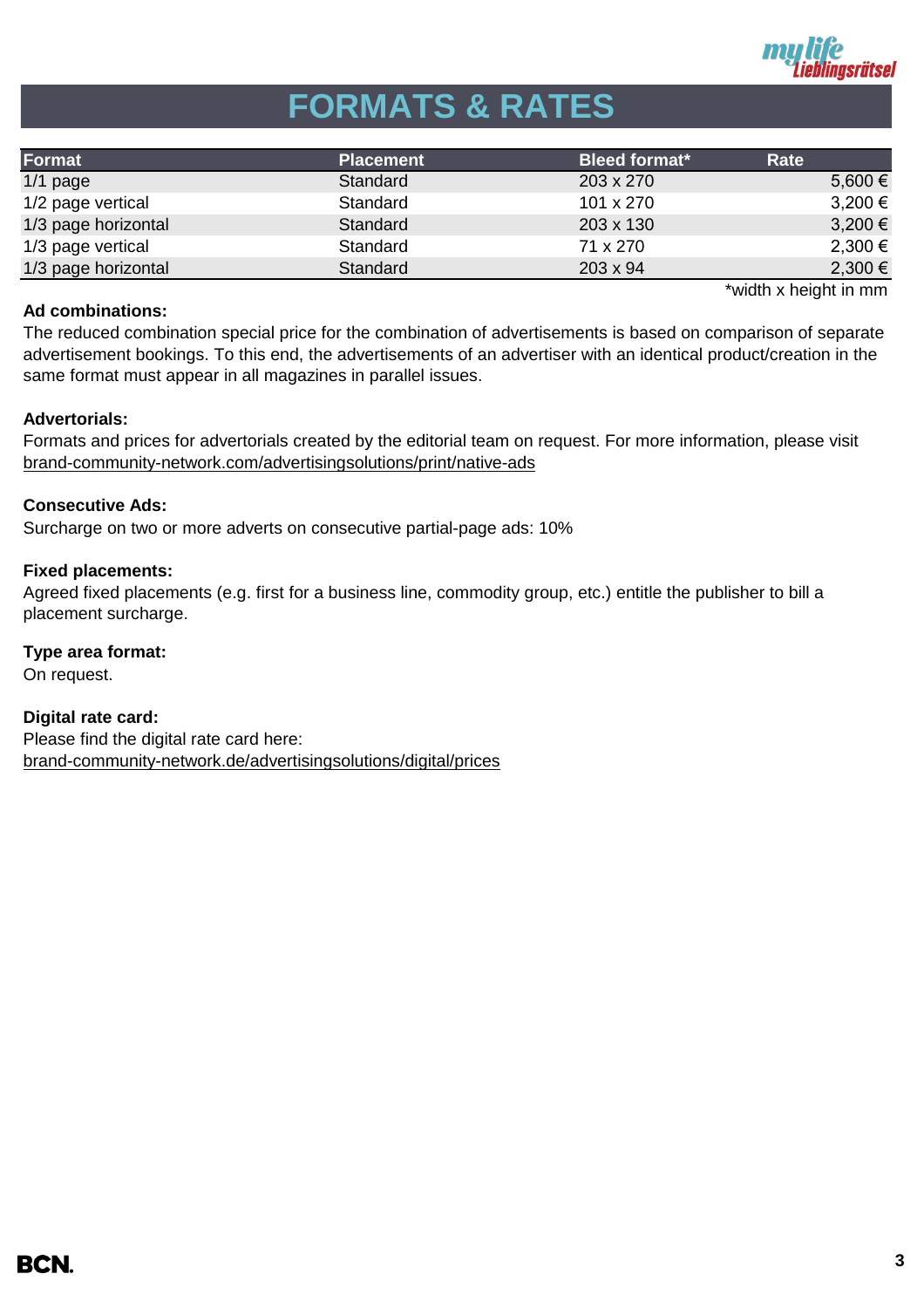# FORMATS & RATES

| Format | Placement | Bleed format* | Rate |
|---|---|---|---|
| 1/1 page | Standard | 203 x 270 | 5,600 € |
| 1/2 page vertical | Standard | 101 x 270 | 3,200 € |
| 1/3 page horizontal | Standard | 203 x 130 | 3,200 € |
| 1/3 page vertical | Standard | 71 x 270 | 2,300 € |
| 1/3 page horizontal | Standard | 203 x 94 | 2,300 € |

*width x height in mm

**Ad combinations:**
The reduced combination special price for the combination of advertisements is based on comparison of separate advertisement bookings. To this end, the advertisements of an advertiser with an identical product/creation in the same format must appear in all magazines in parallel issues.

**Advertorials:**
Formats and prices for advertorials created by the editorial team on request. For more information, please visit brand-community-network.com/advertisingsolutions/print/native-ads

**Consecutive Ads:**
Surcharge on two or more adverts on consecutive partial-page ads: 10%

**Fixed placements:**
Agreed fixed placements (e.g. first for a business line, commodity group, etc.) entitle the publisher to bill a placement surcharge.

**Type area format:**
On request.

**Digital rate card:**
Please find the digital rate card here:
brand-community-network.de/advertisingsolutions/digital/prices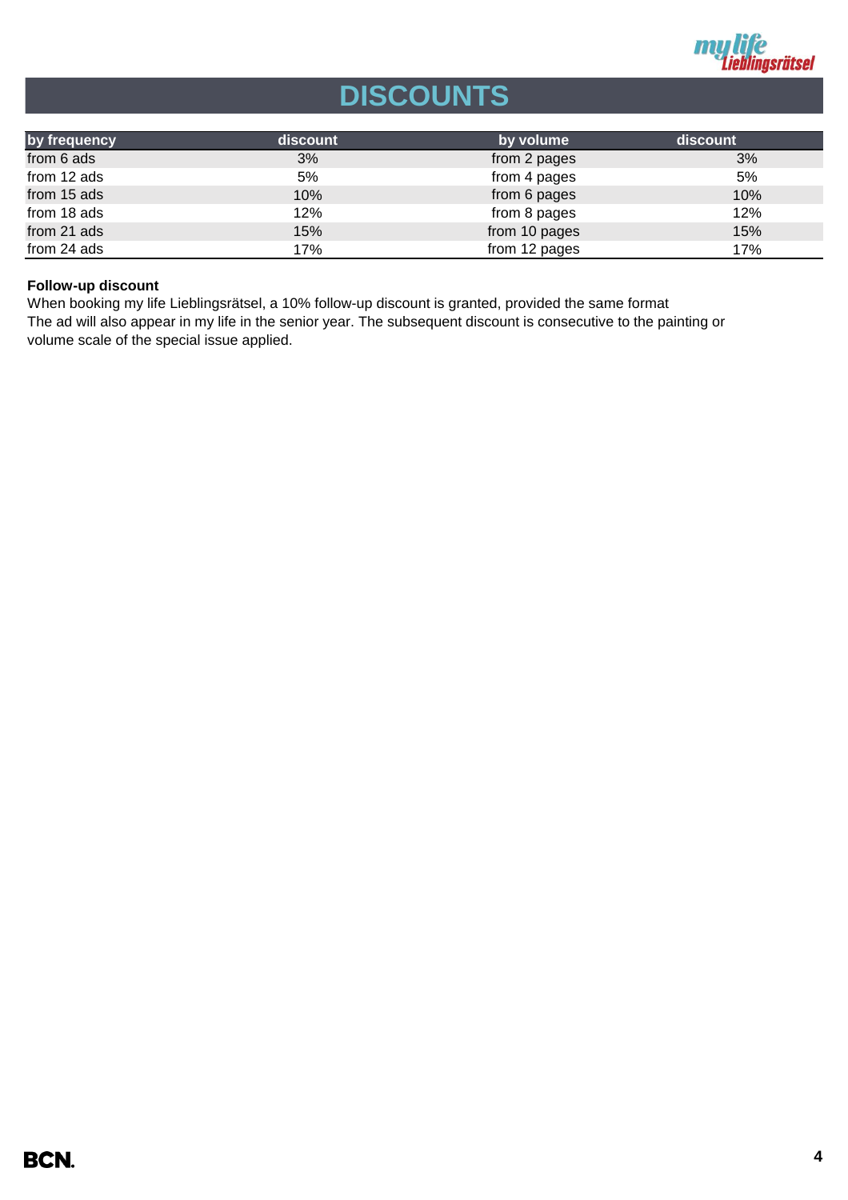# DISCOUNTS

| by frequency | discount | by volume | discount |
|---|---|---|---|
| from 6 ads | 3% | from 2 pages | 3% |
| from 12 ads | 5% | from 4 pages | 5% |
| from 15 ads | 10% | from 6 pages | 10% |
| from 18 ads | 12% | from 8 pages | 12% |
| from 21 ads | 15% | from 10 pages | 15% |
| from 24 ads | 17% | from 12 pages | 17% |

**Follow-up discount**

When booking my life Lieblingsrätsel, a 10% follow-up discount is granted, provided the same format
The ad will also appear in my life in the senior year. The subsequent discount is consecutive to the painting or volume scale of the special issue applied.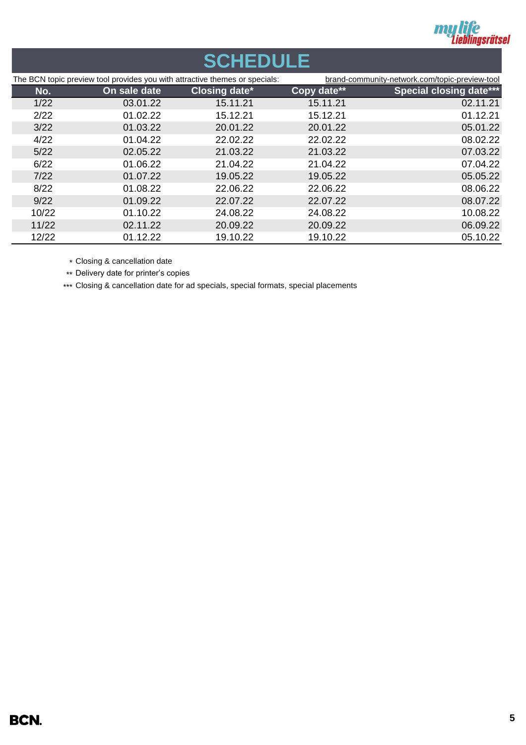# SCHEDULE

The BCN topic preview tool provides you with attractive themes or specials: brand-community-network.com/topic-preview-tool

| No. | On sale date | Closing date* | Copy date** | Special closing date*** |
|---|---|---|---|---|
| 1/22 | 03.01.22 | 15.11.21 | 15.11.21 | 02.11.21 |
| 2/22 | 01.02.22 | 15.12.21 | 15.12.21 | 01.12.21 |
| 3/22 | 01.03.22 | 20.01.22 | 20.01.22 | 05.01.22 |
| 4/22 | 01.04.22 | 22.02.22 | 22.02.22 | 08.02.22 |
| 5/22 | 02.05.22 | 21.03.22 | 21.03.22 | 07.03.22 |
| 6/22 | 01.06.22 | 21.04.22 | 21.04.22 | 07.04.22 |
| 7/22 | 01.07.22 | 19.05.22 | 19.05.22 | 05.05.22 |
| 8/22 | 01.08.22 | 22.06.22 | 22.06.22 | 08.06.22 |
| 9/22 | 01.09.22 | 22.07.22 | 22.07.22 | 08.07.22 |
| 10/22 | 01.10.22 | 24.08.22 | 24.08.22 | 10.08.22 |
| 11/22 | 02.11.22 | 20.09.22 | 20.09.22 | 06.09.22 |
| 12/22 | 01.12.22 | 19.10.22 | 19.10.22 | 05.10.22 |

\* Closing & cancellation date

** Delivery date for printer's copies

*** Closing & cancellation date for ad specials, special formats, special placements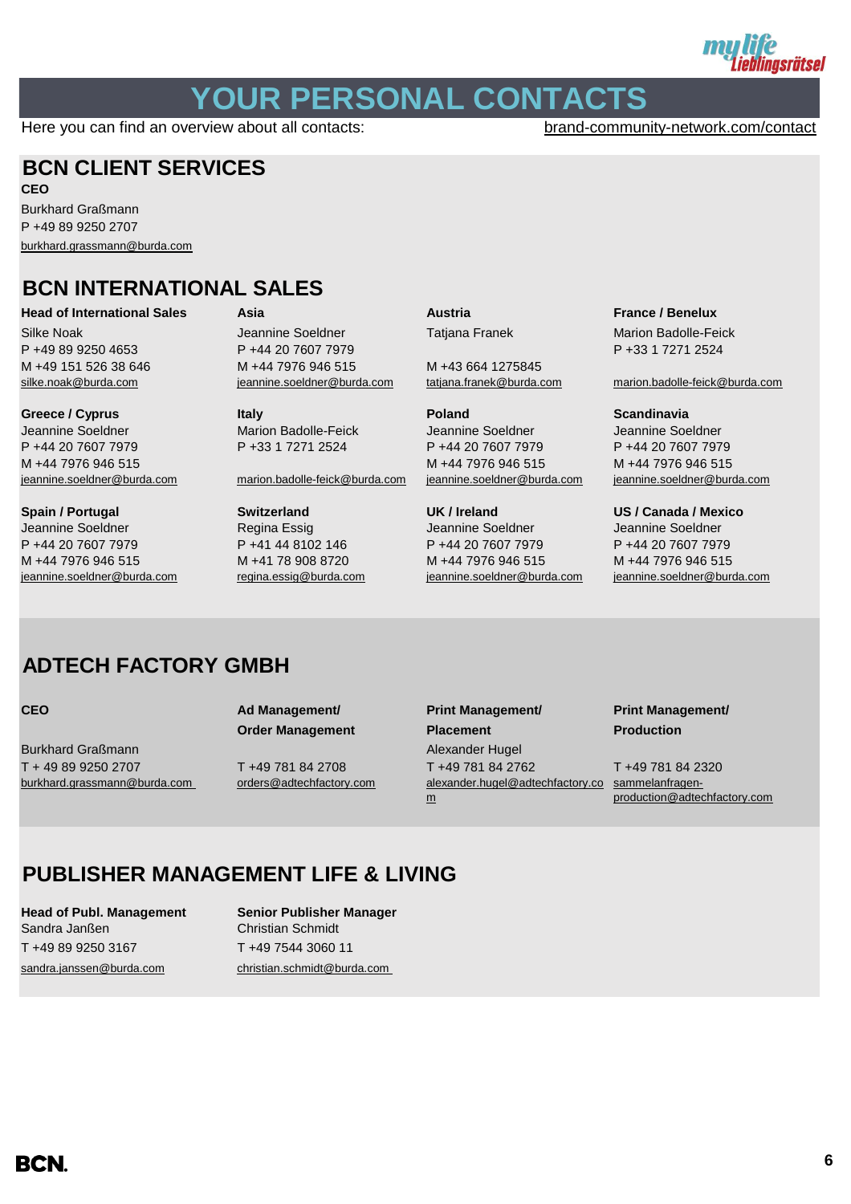# YOUR PERSONAL CONTACTS

Here you can find an overview about all contacts: brand-community-network.com/contact

## BCN CLIENT SERVICES

**CEO**
Burkhard Graßmann
P +49 89 9250 2707
burkhard.grassmann@burda.com

## BCN INTERNATIONAL SALES

**Head of International Sales**
Silke Noak
P +49 89 9250 4653
M +49 151 526 38 646
silke.noak@burda.com

**Asia**
Jeannine Soeldner
P +44 20 7607 7979
M +44 7976 946 515
jeannine.soeldner@burda.com

**Austria**
Tatjana Franek
M +43 664 1275845
tatjana.franek@burda.com

**France / Benelux**
Marion Badolle-Feick
P +33 1 7271 2524
marion.badolle-feick@burda.com

**Greece / Cyprus**
Jeannine Soeldner
P +44 20 7607 7979
M +44 7976 946 515
jeannine.soeldner@burda.com

**Italy**
Marion Badolle-Feick
P +33 1 7271 2524
marion.badolle-feick@burda.com

**Poland**
Jeannine Soeldner
P +44 20 7607 7979
M +44 7976 946 515
jeannine.soeldner@burda.com

**Scandinavia**
Jeannine Soeldner
P +44 20 7607 7979
M +44 7976 946 515
jeannine.soeldner@burda.com

**Spain / Portugal**
Jeannine Soeldner
P +44 20 7607 7979
M +44 7976 946 515
jeannine.soeldner@burda.com

**Switzerland**
Regina Essig
P +41 44 8102 146
M +41 78 908 8720
regina.essig@burda.com

**UK / Ireland**
Jeannine Soeldner
P +44 20 7607 7979
M +44 7976 946 515
jeannine.soeldner@burda.com

**US / Canada / Mexico**
Jeannine Soeldner
P +44 20 7607 7979
M +44 7976 946 515
jeannine.soeldner@burda.com

## ADTECH FACTORY GMBH

**CEO**
Burkhard Graßmann
T + 49 89 9250 2707
burkhard.grassmann@burda.com

**Ad Management/ Order Management**
T +49 781 84 2708
orders@adtechfactory.com

**Print Management/ Placement**
Alexander Hugel
T +49 781 84 2762
alexander.hugel@adtechfactory.com

**Print Management/ Production**
T +49 781 84 2320
sammelanfragen-production@adtechfactory.com

## PUBLISHER MANAGEMENT LIFE & LIVING

**Head of Publ. Management**
Sandra Janßen
T +49 89 9250 3167
sandra.janssen@burda.com

**Senior Publisher Manager**
Christian Schmidt
T +49 7544 3060 11
christian.schmidt@burda.com